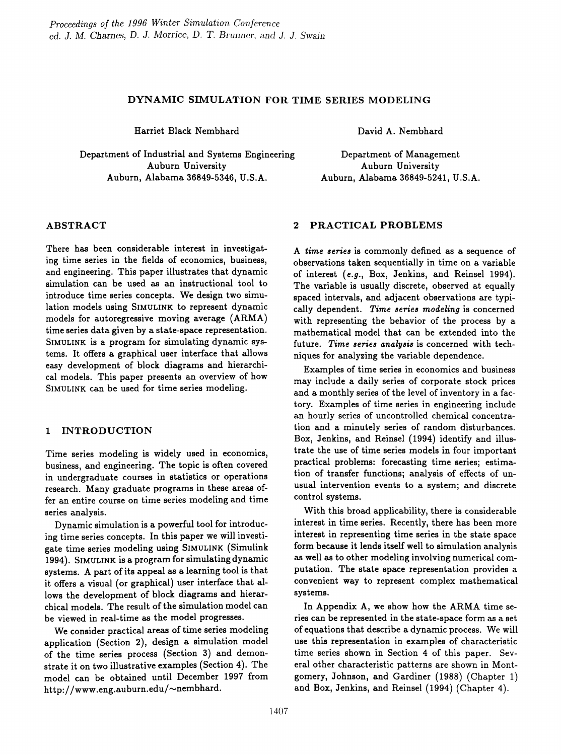# DYNAMIC SIMULATION FOR TIME SERIES MODELING

Harriet Black Nembhard

Department of Industrial and Systems Engineering
Auburn University
Auburn, Alabama 36849-5346, U.S.A.

David A. Nembhard

Department of Management
Auburn University
Auburn, Alabama 36849-5241, U.S.A.

## ABSTRACT

There has been considerable interest in investigating time series in the fields of economics, business, and engineering. This paper illustrates that dynamic simulation can be used as an instructional tool to introduce time series concepts. We design two simulation models using SIMULINK to represent dynamic models for autoregressive moving average (ARMA) time series data given by a state-space representation. SIMULINK is a program for simulating dynamic systems. It offers a graphical user interface that allows easy development of block diagrams and hierarchical models. This paper presents an overview of how SIMULINK can be used for time series modeling.

## 1 INTRODUCTION

Time series modeling is widely used in economics, business, and engineering. The topic is often covered in undergraduate courses in statistics or operations research. Many graduate programs in these areas offer an entire course on time series modeling and time series analysis.

Dynamic simulation is a powerful tool for introducing time series concepts. In this paper we will investigate time series modeling using SIMULINK (Simulink 1994). SIMULINK is a program for simulating dynamic systems. A part of its appeal as a learning tool is that it offers a visual (or graphical) user interface that allows the development of block diagrams and hierarchical models. The result of the simulation model can be viewed in real-time as the model progresses.

We consider practical areas of time series modeling application (Section 2), design a simulation model of the time series process (Section 3) and demonstrate it on two illustrative examples (Section 4). The model can be obtained until December 1997 from http://www.eng.auburn.edu/~nembhard.

## 2 PRACTICAL PROBLEMS

A *time series* is commonly defined as a sequence of observations taken sequentially in time on a variable of interest (*e.g.*, Box, Jenkins, and Reinsel 1994). The variable is usually discrete, observed at equally spaced intervals, and adjacent observations are typically dependent. *Time series modeling* is concerned with representing the behavior of the process by a mathematical model that can be extended into the future. *Time series analysis* is concerned with techniques for analyzing the variable dependence.

Examples of time series in economics and business may include a daily series of corporate stock prices and a monthly series of the level of inventory in a factory. Examples of time series in engineering include an hourly series of uncontrolled chemical concentration and a minutely series of random disturbances. Box, Jenkins, and Reinsel (1994) identify and illustrate the use of time series models in four important practical problems: forecasting time series; estimation of transfer functions; analysis of effects of unusual intervention events to a system; and discrete control systems.

With this broad applicability, there is considerable interest in time series. Recently, there has been more interest in representing time series in the state space form because it lends itself well to simulation analysis as well as to other modeling involving numerical computation. The state space representation provides a convenient way to represent complex mathematical systems.

In Appendix A, we show how the ARMA time series can be represented in the state-space form as a set of equations that describe a dynamic process. We will use this representation in examples of characteristic time series shown in Section 4 of this paper. Several other characteristic patterns are shown in Montgomery, Johnson, and Gardiner (1988) (Chapter 1) and Box, Jenkins, and Reinsel (1994) (Chapter 4).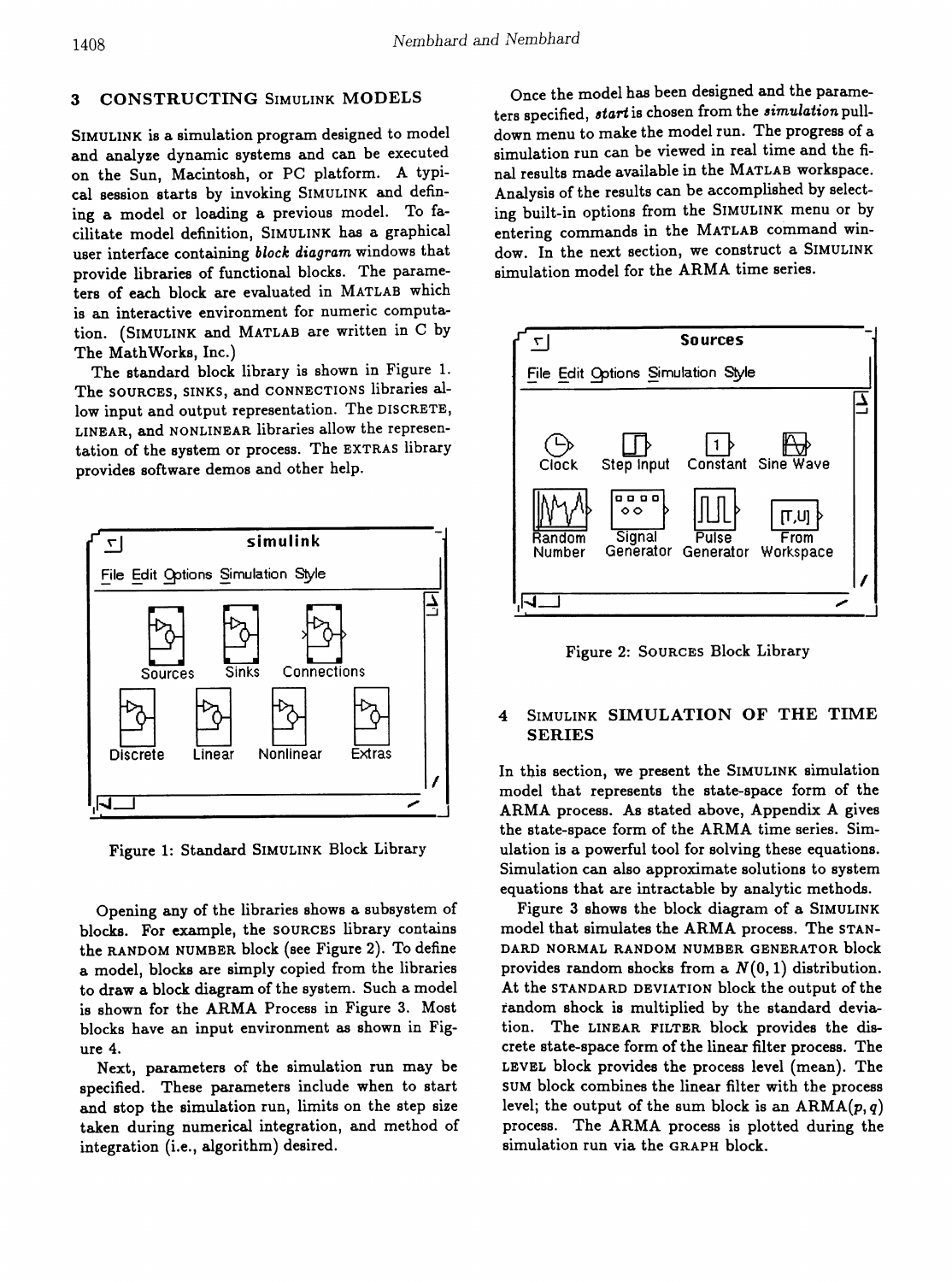## 3 CONSTRUCTING SIMULINK MODELS

SIMULINK is a simulation program designed to model and analyze dynamic systems and can be executed on the Sun, Macintosh, or PC platform. A typical session starts by invoking SIMULINK and defining a model or loading a previous model. To facilitate model definition, SIMULINK has a graphical user interface containing *block diagram* windows that provide libraries of functional blocks. The parameters of each block are evaluated in MATLAB which is an interactive environment for numeric computation. (SIMULINK and MATLAB are written in C by The MathWorks, Inc.)

The standard block library is shown in Figure 1. The SOURCES, SINKS, and CONNECTIONS libraries allow input and output representation. The DISCRETE, LINEAR, and NONLINEAR libraries allow the representation of the system or process. The EXTRAS library provides software demos and other help.

Figure 1: Standard SIMULINK Block Library

Opening any of the libraries shows a subsystem of blocks. For example, the SOURCES library contains the RANDOM NUMBER block (see Figure 2). To define a model, blocks are simply copied from the libraries to draw a block diagram of the system. Such a model is shown for the ARMA Process in Figure 3. Most blocks have an input environment as shown in Figure 4.

Next, parameters of the simulation run may be specified. These parameters include when to start and stop the simulation run, limits on the step size taken during numerical integration, and method of integration (i.e., algorithm) desired.

Once the model has been designed and the parameters specified, *start* is chosen from the *simulation* pull-down menu to make the model run. The progress of a simulation run can be viewed in real time and the final results made available in the MATLAB workspace. Analysis of the results can be accomplished by selecting built-in options from the SIMULINK menu or by entering commands in the MATLAB command window. In the next section, we construct a SIMULINK simulation model for the ARMA time series.

Figure 2: SOURCES Block Library

## 4 SIMULINK SIMULATION OF THE TIME SERIES

In this section, we present the SIMULINK simulation model that represents the state-space form of the ARMA process. As stated above, Appendix A gives the state-space form of the ARMA time series. Simulation is a powerful tool for solving these equations. Simulation can also approximate solutions to system equations that are intractable by analytic methods.

Figure 3 shows the block diagram of a SIMULINK model that simulates the ARMA process. The STANDARD NORMAL RANDOM NUMBER GENERATOR block provides random shocks from a $N(0,1)$ distribution. At the STANDARD DEVIATION block the output of the random shock is multiplied by the standard deviation. The LINEAR FILTER block provides the discrete state-space form of the linear filter process. The LEVEL block provides the process level (mean). The SUM block combines the linear filter with the process level; the output of the sum block is an ARMA$(p,q)$ process. The ARMA process is plotted during the simulation run via the GRAPH block.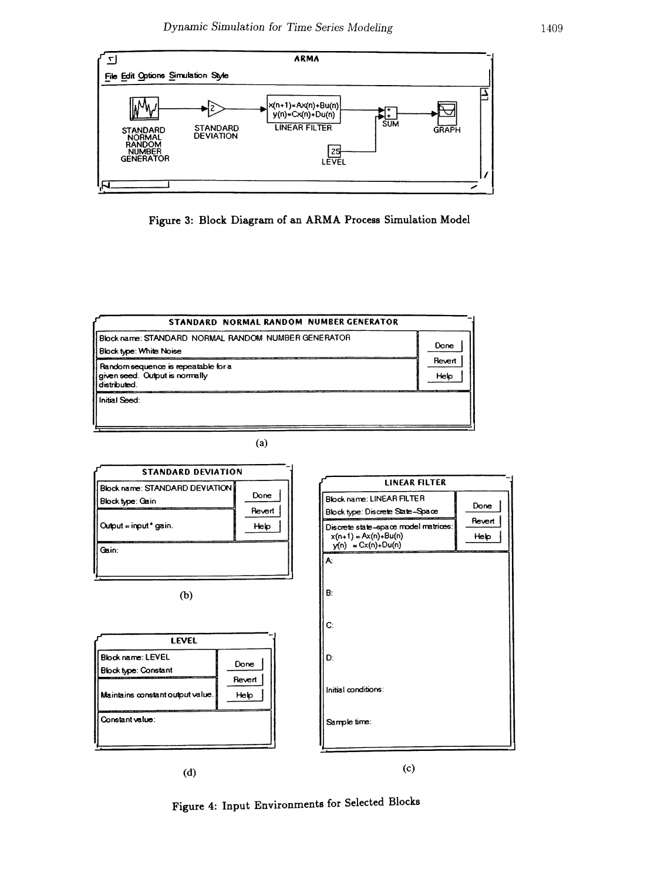Figure 3: Block Diagram of an ARMA Process Simulation Model

Figure 4: Input Environments for Selected Blocks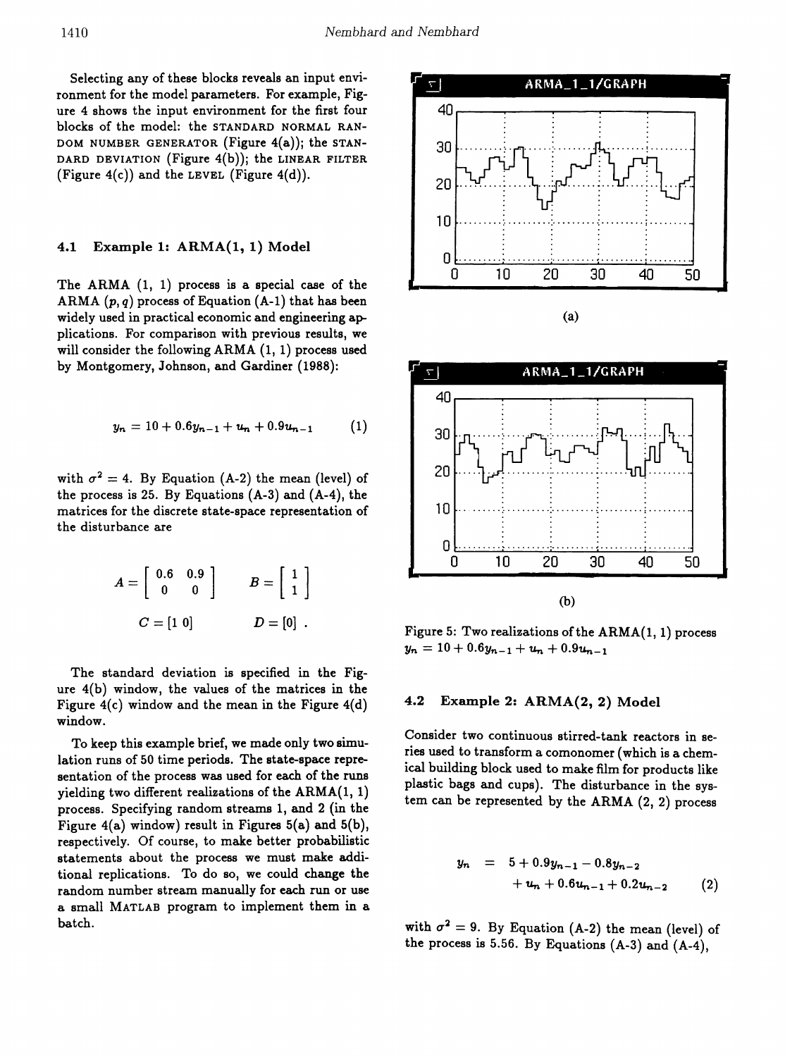Selecting any of these blocks reveals an input environment for the model parameters. For example, Figure 4 shows the input environment for the first four blocks of the model: the STANDARD NORMAL RANDOM NUMBER GENERATOR (Figure 4(a)); the STANDARD DEVIATION (Figure 4(b)); the LINEAR FILTER (Figure 4(c)) and the LEVEL (Figure 4(d)).

### 4.1 Example 1: ARMA(1, 1) Model

The ARMA (1, 1) process is a special case of the ARMA $(p, q)$ process of Equation (A-1) that has been widely used in practical economic and engineering applications. For comparison with previous results, we will consider the following ARMA (1, 1) process used by Montgomery, Johnson, and Gardiner (1988):

$$y_n = 10 + 0.6y_{n-1} + u_n + 0.9u_{n-1} \tag{1}$$

with $\sigma^2 = 4$. By Equation (A-2) the mean (level) of the process is 25. By Equations (A-3) and (A-4), the matrices for the discrete state-space representation of the disturbance are

$$A = \begin{bmatrix} 0.6 & 0.9 \\ 0 & 0 \end{bmatrix} \qquad B = \begin{bmatrix} 1 \\ 1 \end{bmatrix}$$

$$C = [1\ 0] \qquad D = [0] \ .$$

The standard deviation is specified in the Figure 4(b) window, the values of the matrices in the Figure 4(c) window and the mean in the Figure 4(d) window.

To keep this example brief, we made only two simulation runs of 50 time periods. The state-space representation of the process was used for each of the runs yielding two different realizations of the ARMA(1, 1) process. Specifying random streams 1, and 2 (in the Figure 4(a) window) result in Figures 5(a) and 5(b), respectively. Of course, to make better probabilistic statements about the process we must make additional replications. To do so, we could change the random number stream manually for each run or use a small MATLAB program to implement them in a batch.

(a)

(b)

Figure 5: Two realizations of the ARMA(1, 1) process $y_n = 10 + 0.6y_{n-1} + u_n + 0.9u_{n-1}$

### 4.2 Example 2: ARMA(2, 2) Model

Consider two continuous stirred-tank reactors in series used to transform a comonomer (which is a chemical building block used to make film for products like plastic bags and cups). The disturbance in the system can be represented by the ARMA (2, 2) process

$$\begin{aligned} y_n &= 5 + 0.9y_{n-1} - 0.8y_{n-2} \\ &\quad + u_n + 0.6u_{n-1} + 0.2u_{n-2} \end{aligned} \tag{2}$$

with $\sigma^2 = 9$. By Equation (A-2) the mean (level) of the process is 5.56. By Equations (A-3) and (A-4),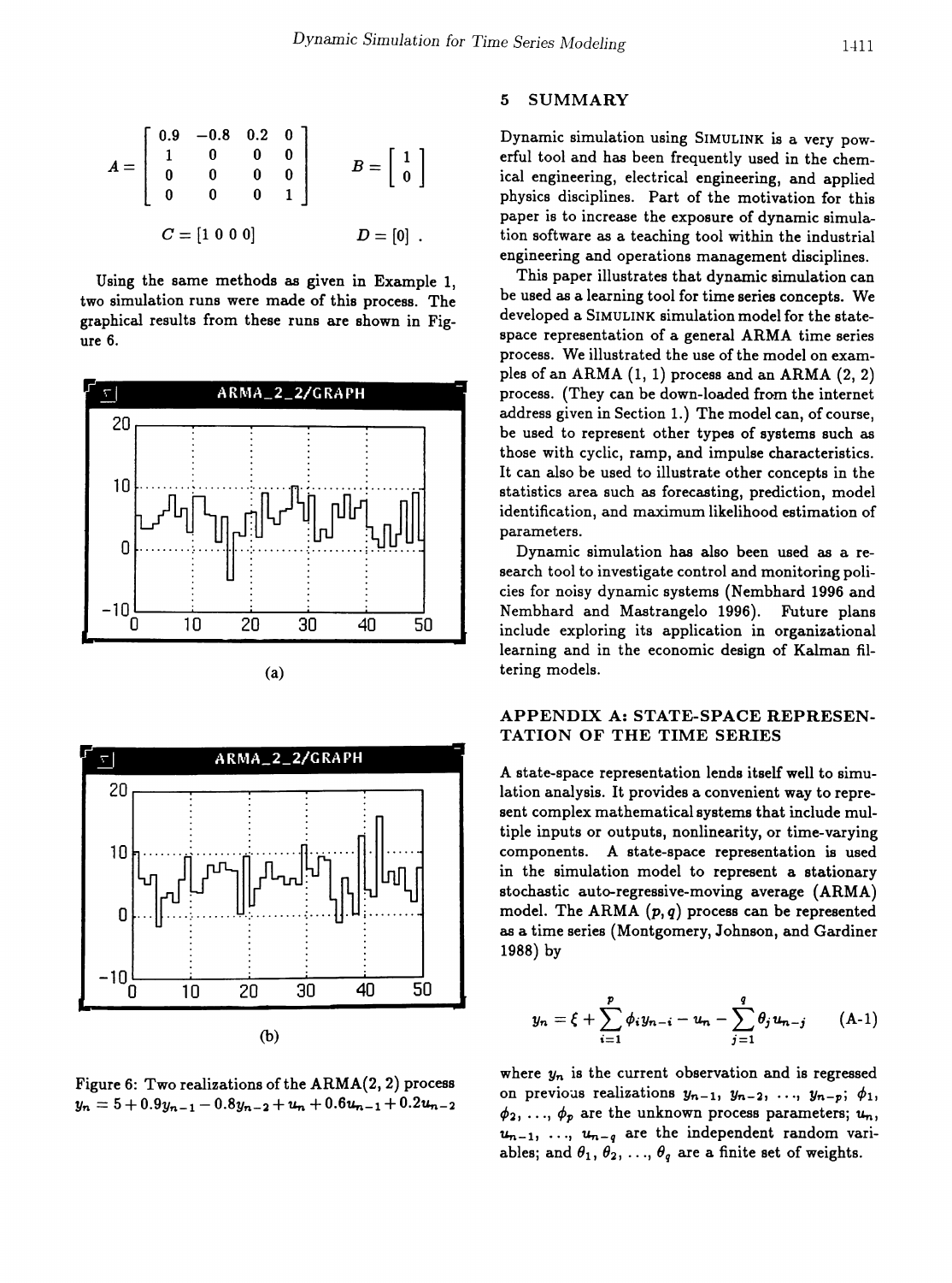$$A = \begin{bmatrix} 0.9 & -0.8 & 0.2 & 0 \\ 1 & 0 & 0 & 0 \\ 0 & 0 & 0 & 0 \\ 0 & 0 & 0 & 1 \end{bmatrix} \qquad B = \begin{bmatrix} 1 \\ 0 \end{bmatrix}$$

$$C = [1\ 0\ 0\ 0] \qquad D = [0] \ .$$

Using the same methods as given in Example 1, two simulation runs were made of this process. The graphical results from these runs are shown in Figure 6.

(a)

(b)

Figure 6: Two realizations of the ARMA(2, 2) process $y_n = 5 + 0.9y_{n-1} - 0.8y_{n-2} + u_n + 0.6u_{n-1} + 0.2u_{n-2}$

## 5 SUMMARY

Dynamic simulation using SIMULINK is a very powerful tool and has been frequently used in the chemical engineering, electrical engineering, and applied physics disciplines. Part of the motivation for this paper is to increase the exposure of dynamic simulation software as a teaching tool within the industrial engineering and operations management disciplines.

This paper illustrates that dynamic simulation can be used as a learning tool for time series concepts. We developed a SIMULINK simulation model for the state-space representation of a general ARMA time series process. We illustrated the use of the model on examples of an ARMA (1, 1) process and an ARMA (2, 2) process. (They can be down-loaded from the internet address given in Section 1.) The model can, of course, be used to represent other types of systems such as those with cyclic, ramp, and impulse characteristics. It can also be used to illustrate other concepts in the statistics area such as forecasting, prediction, model identification, and maximum likelihood estimation of parameters.

Dynamic simulation has also been used as a research tool to investigate control and monitoring policies for noisy dynamic systems (Nembhard 1996 and Nembhard and Mastrangelo 1996). Future plans include exploring its application in organizational learning and in the economic design of Kalman filtering models.

## APPENDIX A: STATE-SPACE REPRESENTATION OF THE TIME SERIES

A state-space representation lends itself well to simulation analysis. It provides a convenient way to represent complex mathematical systems that include multiple inputs or outputs, nonlinearity, or time-varying components. A state-space representation is used in the simulation model to represent a stationary stochastic auto-regressive-moving average (ARMA) model. The ARMA $(p, q)$ process can be represented as a time series (Montgomery, Johnson, and Gardiner 1988) by

$$y_n = \xi + \sum_{i=1}^{p} \phi_i y_{n-i} - u_n - \sum_{j=1}^{q} \theta_j u_{n-j} \qquad \text{(A-1)}$$

where $y_n$ is the current observation and is regressed on previous realizations $y_{n-1}, y_{n-2}, \ldots, y_{n-p}$; $\phi_1, \phi_2, \ldots, \phi_p$ are the unknown process parameters; $u_n, u_{n-1}, \ldots, u_{n-q}$ are the independent random variables; and $\theta_1, \theta_2, \ldots, \theta_q$ are a finite set of weights.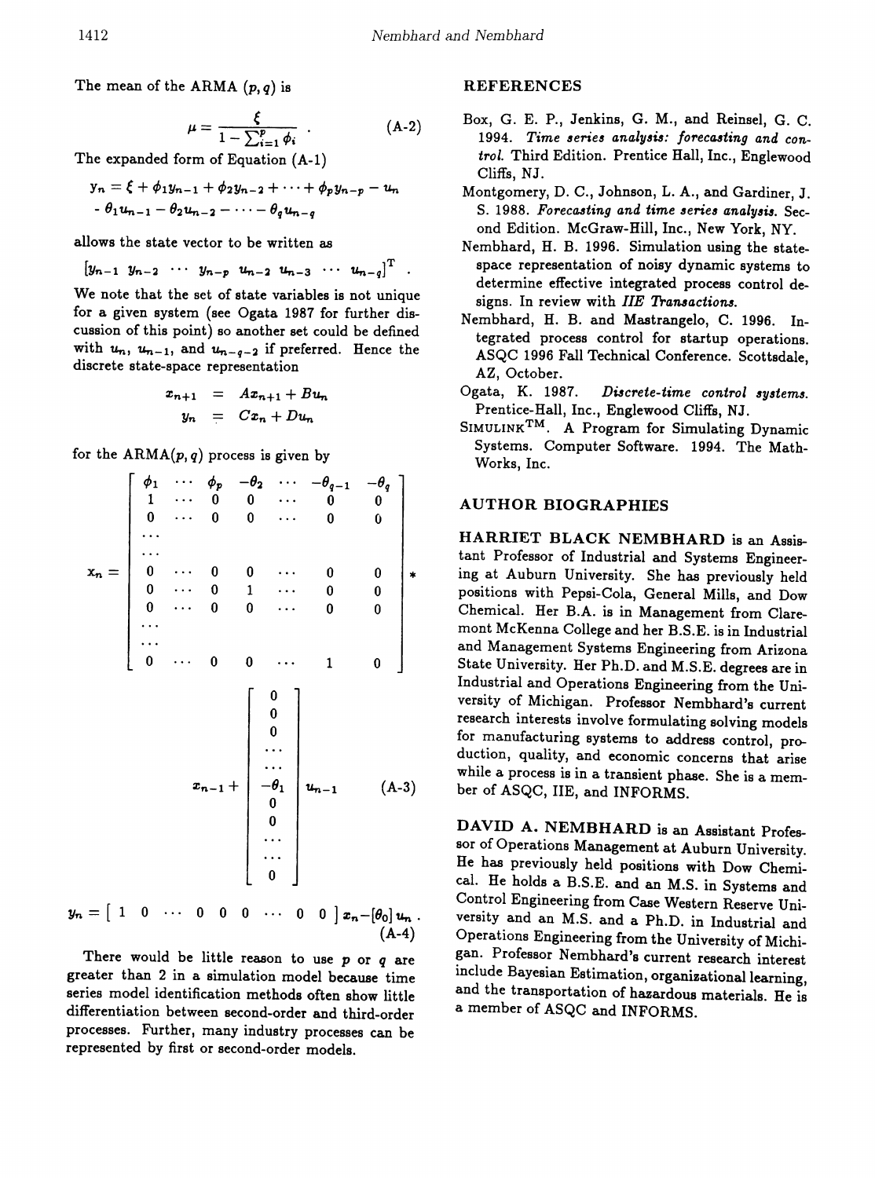The mean of the ARMA $(p, q)$ is

$$\mu = \frac{\xi}{1 - \sum_{i=1}^{p} \phi_i} \quad . \tag{A-2}$$

The expanded form of Equation (A-1)

$$y_n = \xi + \phi_1 y_{n-1} + \phi_2 y_{n-2} + \cdots + \phi_p y_{n-p} - u_n$$
$$- \theta_1 u_{n-1} - \theta_2 u_{n-2} - \cdots - \theta_q u_{n-q}$$

allows the state vector to be written as

$$[y_{n-1} \; y_{n-2} \; \cdots \; y_{n-p} \; u_{n-2} \; u_{n-3} \; \cdots \; u_{n-q}]^{\mathrm{T}} \quad .$$

We note that the set of state variables is not unique for a given system (see Ogata 1987 for further discussion of this point) so another set could be defined with $u_n$, $u_{n-1}$, and $u_{n-q-2}$ if preferred. Hence the discrete state-space representation

$$\begin{aligned} x_{n+1} &= A x_{n+1} + B u_n \\ y_n &= C x_n + D u_n \end{aligned}$$

for the ARMA$(p, q)$ process is given by

$$x_n = \begin{bmatrix} \phi_1 & \cdots & \phi_p & -\theta_2 & \cdots & -\theta_{q-1} & -\theta_q \\ 1 & \cdots & 0 & 0 & \cdots & 0 & 0 \\ 0 & \cdots & 0 & 0 & \cdots & 0 & 0 \\ \cdots & & & & & & \\ \cdots & & & & & & \\ 0 & \cdots & 0 & 0 & \cdots & 0 & 0 \\ 0 & \cdots & 0 & 1 & \cdots & 0 & 0 \\ 0 & \cdots & 0 & 0 & \cdots & 0 & 0 \\ \cdots & & & & & & \\ \cdots & & & & & & \\ 0 & \cdots & 0 & 0 & \cdots & 1 & 0 \end{bmatrix} *$$

$$x_{n-1} + \begin{bmatrix} 0 \\ 0 \\ 0 \\ \cdots \\ \cdots \\ -\theta_1 \\ 0 \\ 0 \\ \cdots \\ \cdots \\ 0 \end{bmatrix} u_{n-1} \tag{A-3}$$

$$y_n = \begin{bmatrix} 1 & 0 & \cdots & 0 & 0 & 0 & \cdots & 0 & 0 \end{bmatrix} x_n - [\theta_0] \, u_n \, . \tag{A-4}$$

There would be little reason to use $p$ or $q$ are greater than 2 in a simulation model because time series model identification methods often show little differentiation between second-order and third-order processes. Further, many industry processes can be represented by first or second-order models.

## REFERENCES

Box, G. E. P., Jenkins, G. M., and Reinsel, G. C. 1994. *Time series analysis: forecasting and control.* Third Edition. Prentice Hall, Inc., Englewood Cliffs, NJ.

Montgomery, D. C., Johnson, L. A., and Gardiner, J. S. 1988. *Forecasting and time series analysis.* Second Edition. McGraw-Hill, Inc., New York, NY.

Nembhard, H. B. 1996. Simulation using the state-space representation of noisy dynamic systems to determine effective integrated process control designs. In review with *IIE Transactions.*

Nembhard, H. B. and Mastrangelo, C. 1996. Integrated process control for startup operations. ASQC 1996 Fall Technical Conference. Scottsdale, AZ, October.

Ogata, K. 1987. *Discrete-time control systems.* Prentice-Hall, Inc., Englewood Cliffs, NJ.

SIMULINK™. A Program for Simulating Dynamic Systems. Computer Software. 1994. The MathWorks, Inc.

## AUTHOR BIOGRAPHIES

**HARRIET BLACK NEMBHARD** is an Assistant Professor of Industrial and Systems Engineering at Auburn University. She has previously held positions with Pepsi-Cola, General Mills, and Dow Chemical. Her B.A. is in Management from Claremont McKenna College and her B.S.E. is in Industrial and Management Systems Engineering from Arizona State University. Her Ph.D. and M.S.E. degrees are in Industrial and Operations Engineering from the University of Michigan. Professor Nembhard's current research interests involve formulating solving models for manufacturing systems to address control, production, quality, and economic concerns that arise while a process is in a transient phase. She is a member of ASQC, IIE, and INFORMS.

**DAVID A. NEMBHARD** is an Assistant Professor of Operations Management at Auburn University. He has previously held positions with Dow Chemical. He holds a B.S.E. and an M.S. in Systems and Control Engineering from Case Western Reserve University and an M.S. and a Ph.D. in Industrial and Operations Engineering from the University of Michigan. Professor Nembhard's current research interest include Bayesian Estimation, organizational learning, and the transportation of hazardous materials. He is a member of ASQC and INFORMS.